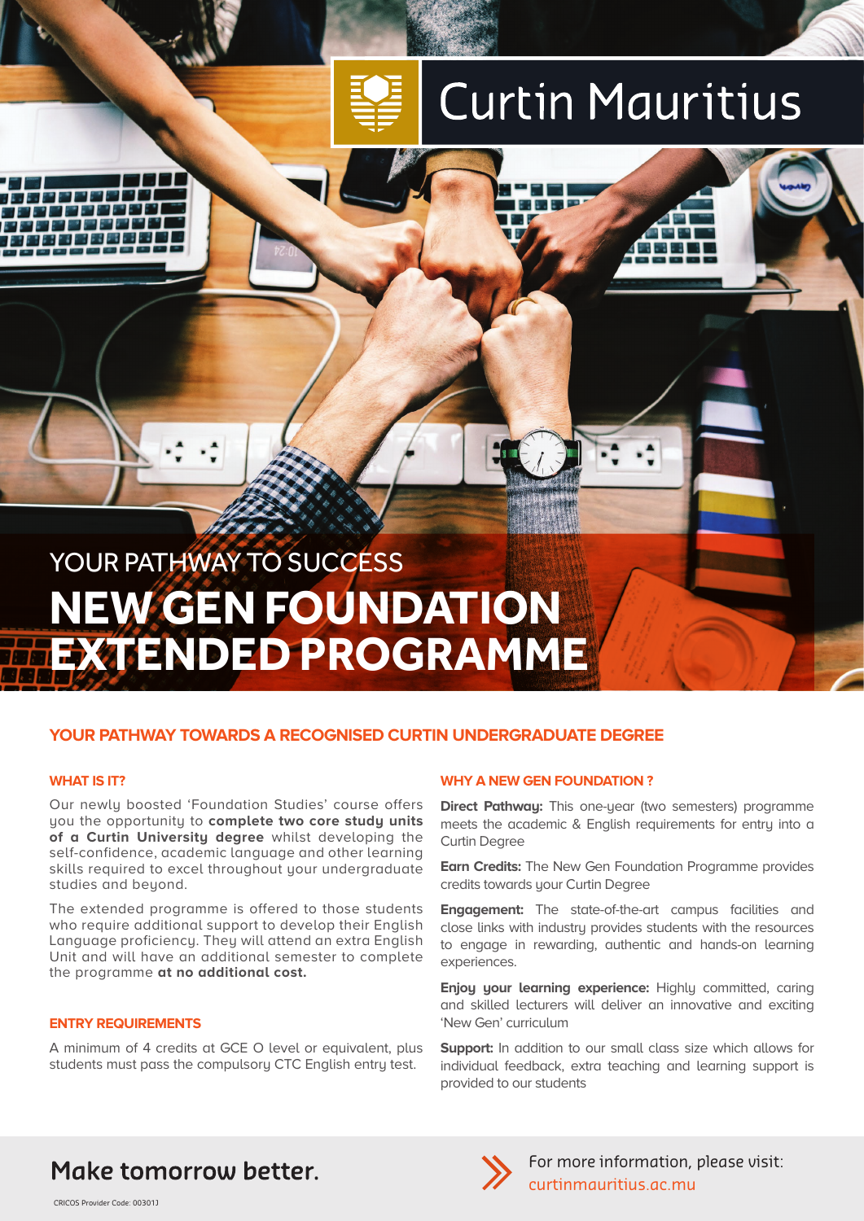Curtin Mauritius

YOUR PATHWAY TO SUCCESS

# NEW GEN FOUNDATION EXTENDED PROGRAMME

## YOUR PATHWAY TOWARDS A RECOGNISED CURTIN UNDERGRADUATE DEGREE

### WHAT IS IT?

Our newly boosted 'Foundation Studies' course offers you the opportunity to **complete two core study units of a Curtin University degree** whilst developing the self-confidence, academic language and other learning skills required to excel throughout your undergraduate studies and beyond.

The extended programme is offered to those students who require additional support to develop their English Language proficiency. They will attend an extra English Unit and will have an additional semester to complete the programme **at no additional cost.**

### ENTRY REQUIREMENTS

A minimum of 4 credits at GCE O level or equivalent, plus students must pass the compulsory CTC English entry test.

### WHY A NEW GEN FOUNDATION ?

**Direct Pathway:** This one-year (two semesters) programme meets the academic & English requirements for entry into a Curtin Degree

**Earn Credits:** The New Gen Foundation Programme provides credits towards your Curtin Degree

**Engagement:** The state-of-the-art campus facilities and close links with industry provides students with the resources to engage in rewarding, authentic and hands-on learning experiences.

**Enjoy your learning experience:** Highly committed, caring and skilled lecturers will deliver an innovative and exciting 'New Gen' curriculum

**Support:** In addition to our small class size which allows for individual feedback, extra teaching and learning support is provided to our students

**Make tomorrow better.**

For more information, please visit: curtinmauritius.ac.mu

CRICOS Provider Code: 00301J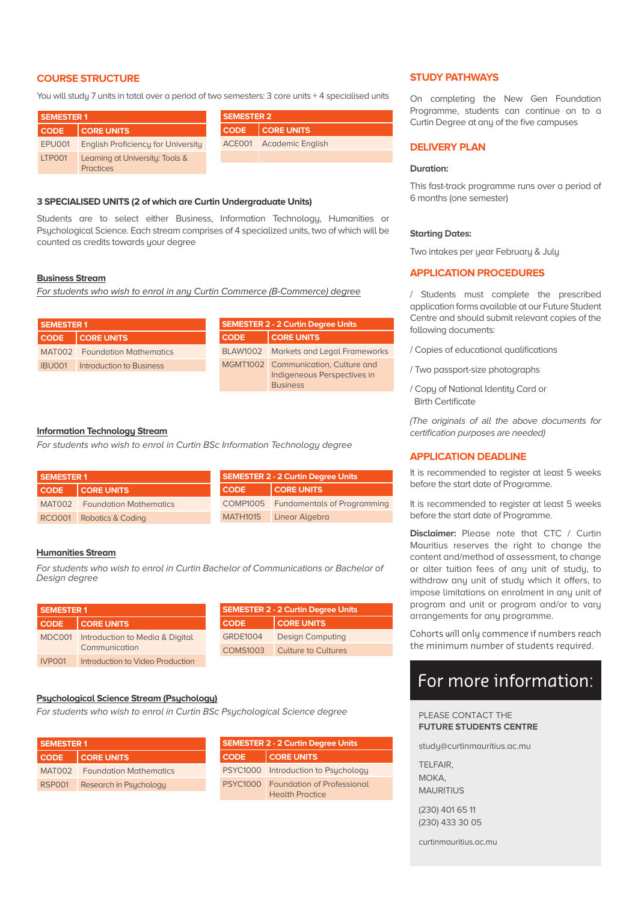## COURSE STRUCTURE

You will study 7 units in total over a period of two semesters: 3 core units + 4 specialised units

| SEMESTER 1 | |
|---|---|
| **CODE** | **CORE UNITS** |
| EPU001 | English Proficiency for University |
| LTP001 | Learning at University: Tools & Practices |

| SEMESTER 2 | |
|---|---|
| **CODE** | **CORE UNITS** |
| ACE001 | Academic English |
| | |

### 3 SPECIALISED UNITS (2 of which are Curtin Undergraduate Units)

Students are to select either Business, Information Technology, Humanities or Psychological Science. Each stream comprises of 4 specialized units, two of which will be counted as credits towards your degree

**Business Stream**

*For students who wish to enrol in any Curtin Commerce (B-Commerce) degree*

| SEMESTER 1 | |
|---|---|
| **CODE** | **CORE UNITS** |
| MAT002 | Foundation Mathematics |
| IBU001 | Introduction to Business |

| SEMESTER 2 - 2 Curtin Degree Units | |
|---|---|
| **CODE** | **CORE UNITS** |
| BLAW1002 | Markets and Legal Frameworks |
| MGMT1002 | Communication, Culture and Indigeneous Perspectives in Business |

**Information Technology Stream**

*For students who wish to enrol in Curtin BSc Information Technology degree*

| SEMESTER 1 | |
|---|---|
| **CODE** | **CORE UNITS** |
| MAT002 | Foundation Mathematics |
| RCO001 | Robotics & Coding |

| SEMESTER 2 - 2 Curtin Degree Units | |
|---|---|
| **CODE** | **CORE UNITS** |
| COMP1005 | Fundamentals of Programming |
| MATH1015 | Linear Algebra |

**Humanities Stream**

*For students who wish to enrol in Curtin Bachelor of Communications or Bachelor of Design degree*

| SEMESTER 1 | |
|---|---|
| **CODE** | **CORE UNITS** |
| MDC001 | Introduction to Media & Digital Communication |
| IVP001 | Introduction to Video Production |

| SEMESTER 2 - 2 Curtin Degree Units | |
|---|---|
| **CODE** | **CORE UNITS** |
| GRDE1004 | Design Computing |
| COMS1003 | Culture to Cultures |

**Psychological Science Stream (Psychology)**

*For students who wish to enrol in Curtin BSc Psychological Science degree*

| SEMESTER 1 | |
|---|---|
| **CODE** | **CORE UNITS** |
| MAT002 | Foundation Mathematics |
| RSP001 | Research in Psychology |

| SEMESTER 2 - 2 Curtin Degree Units | |
|---|---|
| **CODE** | **CORE UNITS** |
| PSYC1000 | Introduction to Psychology |
| PSYC1000 | Foundation of Professional Health Practice |

## STUDY PATHWAYS

On completing the New Gen Foundation Programme, students can continue on to a Curtin Degree at any of the five campuses

## DELIVERY PLAN

**Duration:**

This fast-track programme runs over a period of 6 months (one semester)

**Starting Dates:**

Two intakes per year February & July

## APPLICATION PROCEDURES

/ Students must complete the prescribed application forms available at our Future Student Centre and should submit relevant copies of the following documents:

/ Copies of educational qualifications

/ Two passport-size photographs

/ Copy of National Identity Card or Birth Certificate

*(The originals of all the above documents for certification purposes are needed)*

## APPLICATION DEADLINE

It is recommended to register at least 5 weeks before the start date of Programme.

It is recommended to register at least 5 weeks before the start date of Programme.

**Disclaimer:** Please note that CTC / Curtin Mauritius reserves the right to change the content and/method of assessment, to change or alter tuition fees of any unit of study, to withdraw any unit of study which it offers, to impose limitations on enrolment in any unit of program and unit or program and/or to vary arrangements for any programme.

Cohorts will only commence if numbers reach the minimum number of students required.

## For more information:

PLEASE CONTACT THE
**FUTURE STUDENTS CENTRE**

study@curtinmauritius.ac.mu

TELFAIR,
MOKA,
MAURITIUS

(230) 401 65 11
(230) 433 30 05

curtinmauritius.ac.mu